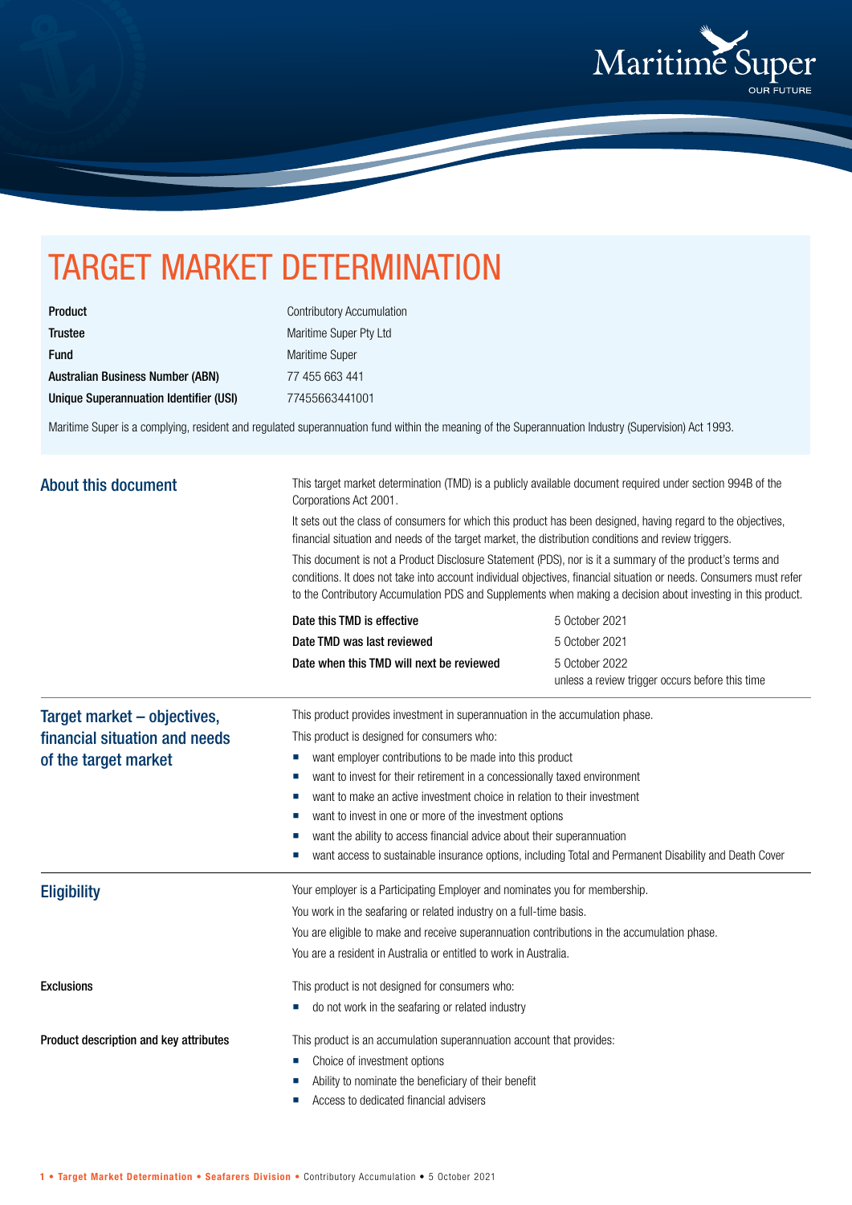# TARGET MARKET DETERMINATION

| | |
|---|---|
| **Product** | Contributory Accumulation |
| **Trustee** | Maritime Super Pty Ltd |
| **Fund** | Maritime Super |
| **Australian Business Number (ABN)** | 77 455 663 441 |
| **Unique Superannuation Identifier (USI)** | 77455663441001 |

Maritime Super is a complying, resident and regulated superannuation fund within the meaning of the Superannuation Industry (Supervision) Act 1993.

## About this document

This target market determination (TMD) is a publicly available document required under section 994B of the Corporations Act 2001.

It sets out the class of consumers for which this product has been designed, having regard to the objectives, financial situation and needs of the target market, the distribution conditions and review triggers.

This document is not a Product Disclosure Statement (PDS), nor is it a summary of the product's terms and conditions. It does not take into account individual objectives, financial situation or needs. Consumers must refer to the Contributory Accumulation PDS and Supplements when making a decision about investing in this product.

| | |
|---|---|
| **Date this TMD is effective** | 5 October 2021 |
| **Date TMD was last reviewed** | 5 October 2021 |
| **Date when this TMD will next be reviewed** | 5 October 2022 unless a review trigger occurs before this time |

## Target market – objectives, financial situation and needs of the target market

This product provides investment in superannuation in the accumulation phase.

This product is designed for consumers who:

- want employer contributions to be made into this product
- want to invest for their retirement in a concessionally taxed environment
- want to make an active investment choice in relation to their investment
- want to invest in one or more of the investment options
- want the ability to access financial advice about their superannuation
- want access to sustainable insurance options, including Total and Permanent Disability and Death Cover

## Eligibility

Your employer is a Participating Employer and nominates you for membership.

You work in the seafaring or related industry on a full-time basis.

You are eligible to make and receive superannuation contributions in the accumulation phase.

You are a resident in Australia or entitled to work in Australia.

### Exclusions

This product is not designed for consumers who:

- do not work in the seafaring or related industry

### Product description and key attributes

This product is an accumulation superannuation account that provides:

- Choice of investment options
- Ability to nominate the beneficiary of their benefit
- Access to dedicated financial advisers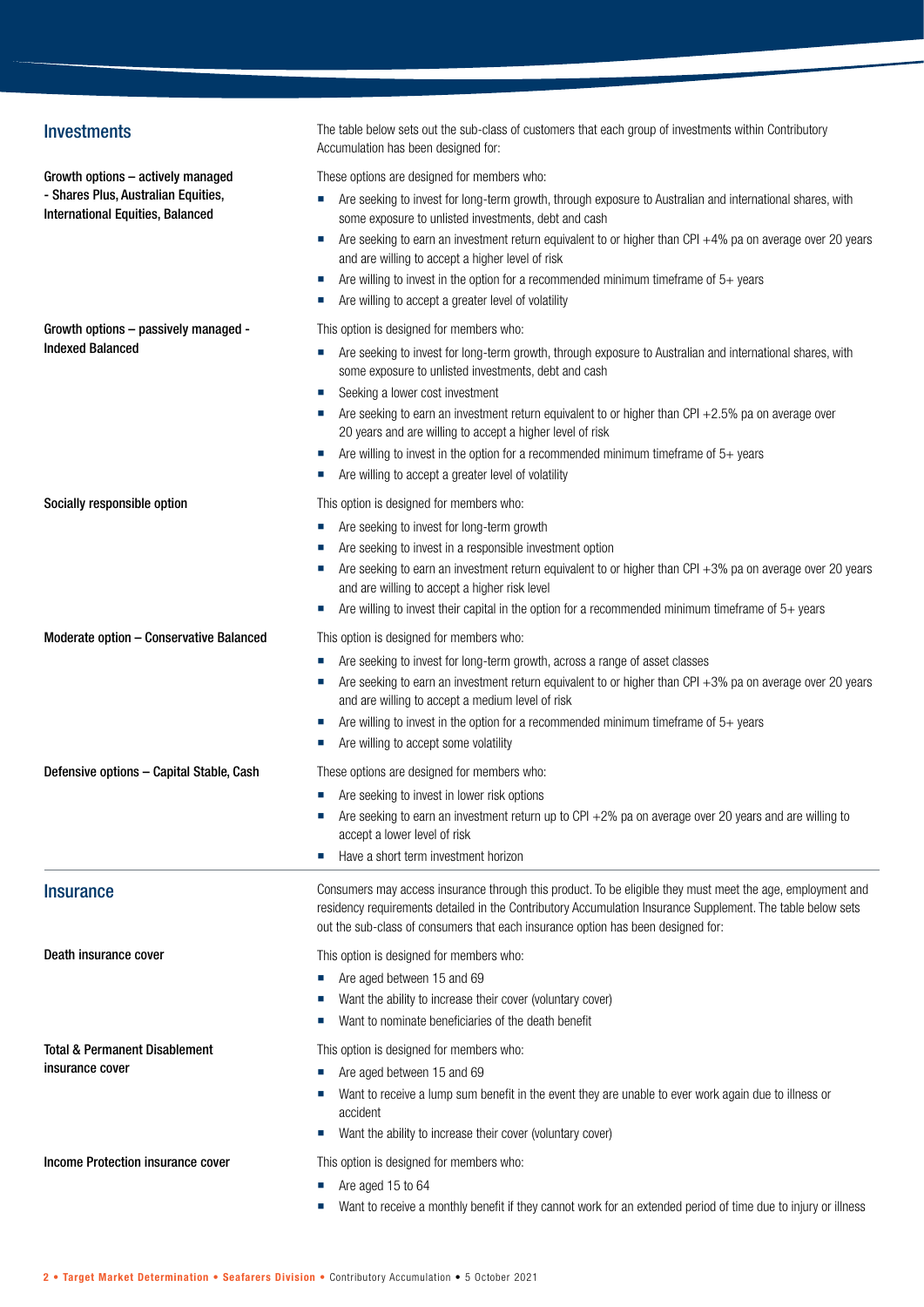## Investments

The table below sets out the sub-class of customers that each group of investments within Contributory Accumulation has been designed for:

**Growth options – actively managed - Shares Plus, Australian Equities, International Equities, Balanced**

These options are designed for members who:

- Are seeking to invest for long-term growth, through exposure to Australian and international shares, with some exposure to unlisted investments, debt and cash
- Are seeking to earn an investment return equivalent to or higher than CPI +4% pa on average over 20 years and are willing to accept a higher level of risk
- Are willing to invest in the option for a recommended minimum timeframe of 5+ years
- Are willing to accept a greater level of volatility

**Growth options – passively managed - Indexed Balanced**

This option is designed for members who:

- Are seeking to invest for long-term growth, through exposure to Australian and international shares, with some exposure to unlisted investments, debt and cash
- Seeking a lower cost investment
- Are seeking to earn an investment return equivalent to or higher than CPI +2.5% pa on average over 20 years and are willing to accept a higher level of risk
- Are willing to invest in the option for a recommended minimum timeframe of 5+ years
- Are willing to accept a greater level of volatility

**Socially responsible option**

This option is designed for members who:

- Are seeking to invest for long-term growth
- Are seeking to invest in a responsible investment option
- Are seeking to earn an investment return equivalent to or higher than CPI +3% pa on average over 20 years and are willing to accept a higher risk level
- Are willing to invest their capital in the option for a recommended minimum timeframe of 5+ years

**Moderate option – Conservative Balanced**

This option is designed for members who:

- Are seeking to invest for long-term growth, across a range of asset classes
- Are seeking to earn an investment return equivalent to or higher than CPI +3% pa on average over 20 years and are willing to accept a medium level of risk
- Are willing to invest in the option for a recommended minimum timeframe of 5+ years
- Are willing to accept some volatility

**Defensive options – Capital Stable, Cash**

These options are designed for members who:

- Are seeking to invest in lower risk options
- Are seeking to earn an investment return up to CPI +2% pa on average over 20 years and are willing to accept a lower level of risk
- Have a short term investment horizon

## Insurance

Consumers may access insurance through this product. To be eligible they must meet the age, employment and residency requirements detailed in the Contributory Accumulation Insurance Supplement. The table below sets out the sub-class of consumers that each insurance option has been designed for:

**Death insurance cover**

This option is designed for members who:

- Are aged between 15 and 69
- Want the ability to increase their cover (voluntary cover)
- Want to nominate beneficiaries of the death benefit

**Total & Permanent Disablement insurance cover**

This option is designed for members who:

- Are aged between 15 and 69
- Want to receive a lump sum benefit in the event they are unable to ever work again due to illness or accident
- Want the ability to increase their cover (voluntary cover)

**Income Protection insurance cover**

This option is designed for members who:

- Are aged 15 to 64
- Want to receive a monthly benefit if they cannot work for an extended period of time due to injury or illness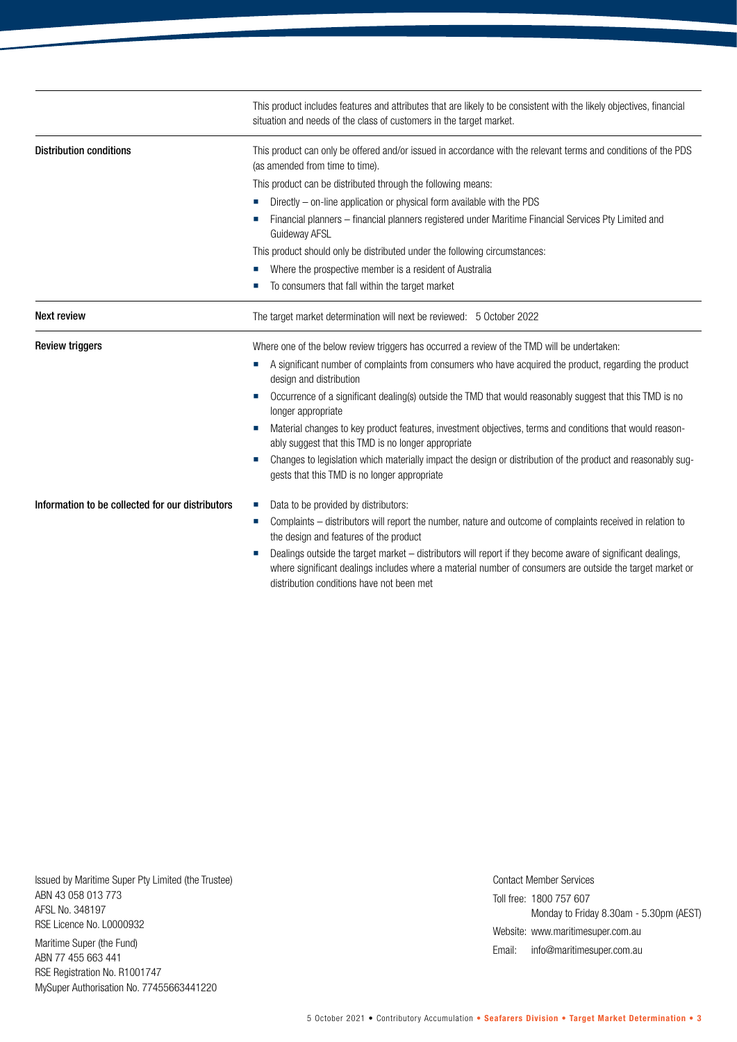| | |
|---|---|
| | This product includes features and attributes that are likely to be consistent with the likely objectives, financial situation and needs of the class of customers in the target market. |
| **Distribution conditions** | This product can only be offered and/or issued in accordance with the relevant terms and conditions of the PDS (as amended from time to time).<br>This product can be distributed through the following means:<br>▪ Directly – on-line application or physical form available with the PDS<br>▪ Financial planners – financial planners registered under Maritime Financial Services Pty Limited and Guideway AFSL<br>This product should only be distributed under the following circumstances:<br>▪ Where the prospective member is a resident of Australia<br>▪ To consumers that fall within the target market |
| **Next review** | The target market determination will next be reviewed: 5 October 2022 |
| **Review triggers** | Where one of the below review triggers has occurred a review of the TMD will be undertaken:<br>▪ A significant number of complaints from consumers who have acquired the product, regarding the product design and distribution<br>▪ Occurrence of a significant dealing(s) outside the TMD that would reasonably suggest that this TMD is no longer appropriate<br>▪ Material changes to key product features, investment objectives, terms and conditions that would reasonably suggest that this TMD is no longer appropriate<br>▪ Changes to legislation which materially impact the design or distribution of the product and reasonably suggests that this TMD is no longer appropriate |
| **Information to be collected for our distributors** | ▪ Data to be provided by distributors:<br>▪ Complaints – distributors will report the number, nature and outcome of complaints received in relation to the design and features of the product<br>▪ Dealings outside the target market – distributors will report if they become aware of significant dealings, where significant dealings includes where a material number of consumers are outside the target market or distribution conditions have not been met |

Issued by Maritime Super Pty Limited (the Trustee)
ABN 43 058 013 773
AFSL No. 348197
RSE Licence No. L0000932

Maritime Super (the Fund)
ABN 77 455 663 441
RSE Registration No. R1001747
MySuper Authorisation No. 77455663441220

Contact Member Services

Toll free: 1800 757 607
Monday to Friday 8.30am - 5.30pm (AEST)

Website: www.maritimesuper.com.au

Email: info@maritimesuper.com.au